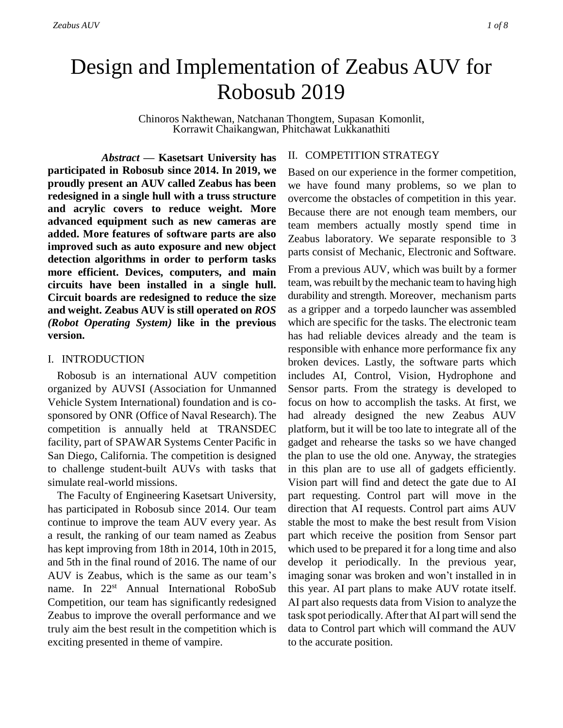# Design and Implementation of Zeabus AUV for Robosub 2019

Chinoros Nakthewan, Natchanan Thongtem, Supasan Komonlit, Korrawit Chaikangwan, Phitchawat Lukkanathiti

***Abstract* — Kasetsart University has participated in Robosub since 2014. In 2019, we proudly present an AUV called Zeabus has been redesigned in a single hull with a truss structure and acrylic covers to reduce weight. More advanced equipment such as new cameras are added. More features of software parts are also improved such as auto exposure and new object detection algorithms in order to perform tasks more efficient. Devices, computers, and main circuits have been installed in a single hull. Circuit boards are redesigned to reduce the size and weight. Zeabus AUV is still operated on *ROS (Robot Operating System)* like in the previous version.**

## I. INTRODUCTION

Robosub is an international AUV competition organized by AUVSI (Association for Unmanned Vehicle System International) foundation and is co-sponsored by ONR (Office of Naval Research). The competition is annually held at TRANSDEC facility, part of SPAWAR Systems Center Pacific in San Diego, California. The competition is designed to challenge student-built AUVs with tasks that simulate real-world missions.

The Faculty of Engineering Kasetsart University, has participated in Robosub since 2014. Our team continue to improve the team AUV every year. As a result, the ranking of our team named as Zeabus has kept improving from 18th in 2014, 10th in 2015, and 5th in the final round of 2016. The name of our AUV is Zeabus, which is the same as our team's name. In 22st Annual International RoboSub Competition, our team has significantly redesigned Zeabus to improve the overall performance and we truly aim the best result in the competition which is exciting presented in theme of vampire.

## II. COMPETITION STRATEGY

Based on our experience in the former competition, we have found many problems, so we plan to overcome the obstacles of competition in this year. Because there are not enough team members, our team members actually mostly spend time in Zeabus laboratory. We separate responsible to 3 parts consist of Mechanic, Electronic and Software.

From a previous AUV, which was built by a former team, was rebuilt by the mechanic team to having high durability and strength. Moreover, mechanism parts as a gripper and a torpedo launcher was assembled which are specific for the tasks. The electronic team has had reliable devices already and the team is responsible with enhance more performance fix any broken devices. Lastly, the software parts which includes AI, Control, Vision, Hydrophone and Sensor parts. From the strategy is developed to focus on how to accomplish the tasks. At first, we had already designed the new Zeabus AUV platform, but it will be too late to integrate all of the gadget and rehearse the tasks so we have changed the plan to use the old one. Anyway, the strategies in this plan are to use all of gadgets efficiently. Vision part will find and detect the gate due to AI part requesting. Control part will move in the direction that AI requests. Control part aims AUV stable the most to make the best result from Vision part which receive the position from Sensor part which used to be prepared it for a long time and also develop it periodically. In the previous year, imaging sonar was broken and won't installed in in this year. AI part plans to make AUV rotate itself. AI part also requests data from Vision to analyze the task spot periodically. After that AI part will send the data to Control part which will command the AUV to the accurate position.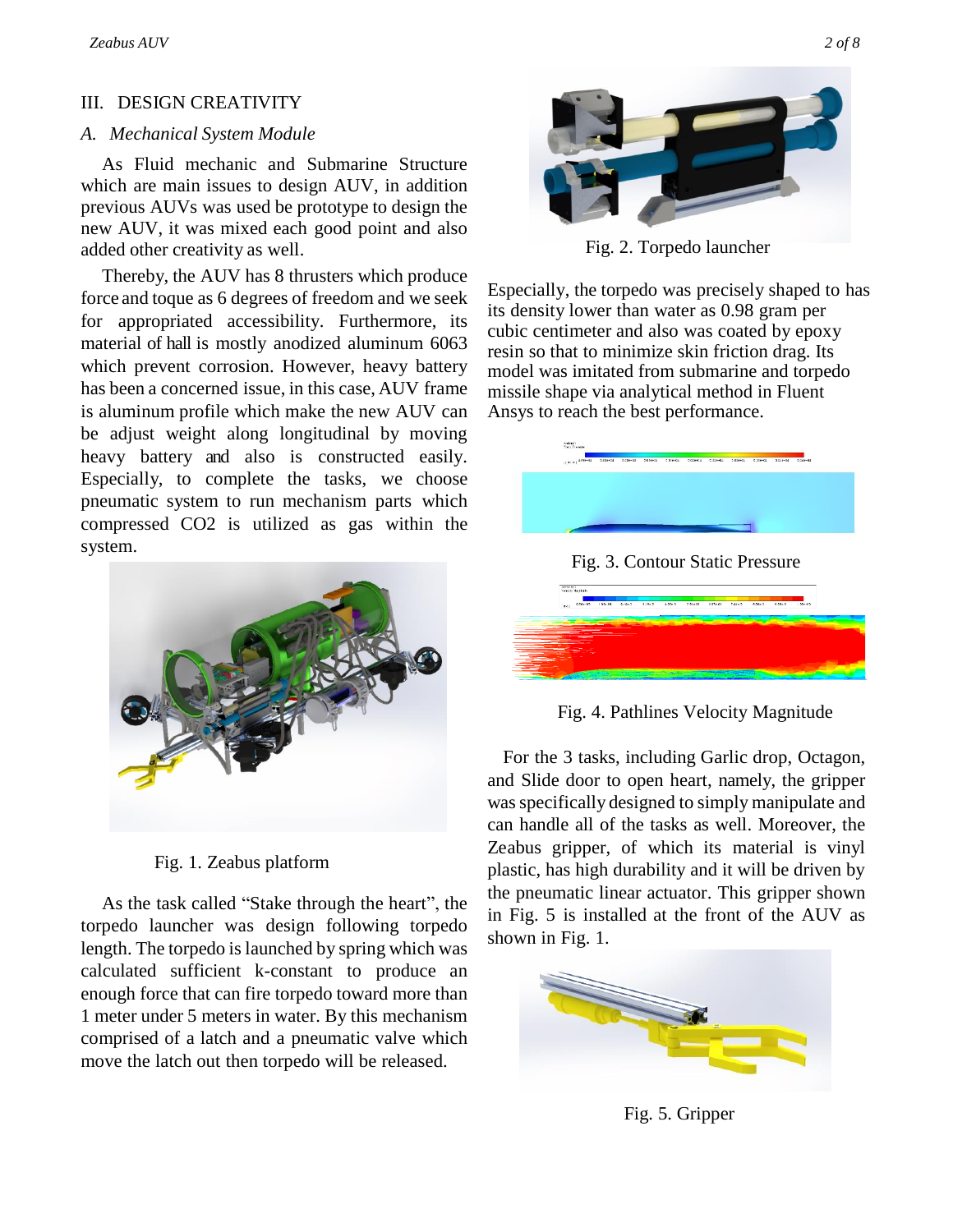## III. DESIGN CREATIVITY

### *A. Mechanical System Module*

As Fluid mechanic and Submarine Structure which are main issues to design AUV, in addition previous AUVs was used be prototype to design the new AUV, it was mixed each good point and also added other creativity as well.

Thereby, the AUV has 8 thrusters which produce force and toque as 6 degrees of freedom and we seek for appropriated accessibility. Furthermore, its material of hall is mostly anodized aluminum 6063 which prevent corrosion. However, heavy battery has been a concerned issue, in this case, AUV frame is aluminum profile which make the new AUV can be adjust weight along longitudinal by moving heavy battery and also is constructed easily. Especially, to complete the tasks, we choose pneumatic system to run mechanism parts which compressed $CO_2$ is utilized as gas within the system.

Fig. 1. Zeabus platform

As the task called "Stake through the heart", the torpedo launcher was design following torpedo length. The torpedo is launched by spring which was calculated sufficient k-constant to produce an enough force that can fire torpedo toward more than 1 meter under 5 meters in water. By this mechanism comprised of a latch and a pneumatic valve which move the latch out then torpedo will be released.

Fig. 2. Torpedo launcher

Especially, the torpedo was precisely shaped to has its density lower than water as 0.98 gram per cubic centimeter and also was coated by epoxy resin so that to minimize skin friction drag. Its model was imitated from submarine and torpedo missile shape via analytical method in Fluent Ansys to reach the best performance.

Fig. 3. Contour Static Pressure

Fig. 4. Pathlines Velocity Magnitude

For the 3 tasks, including Garlic drop, Octagon, and Slide door to open heart, namely, the gripper was specifically designed to simply manipulate and can handle all of the tasks as well. Moreover, the Zeabus gripper, of which its material is vinyl plastic, has high durability and it will be driven by the pneumatic linear actuator. This gripper shown in Fig. 5 is installed at the front of the AUV as shown in Fig. 1.

Fig. 5. Gripper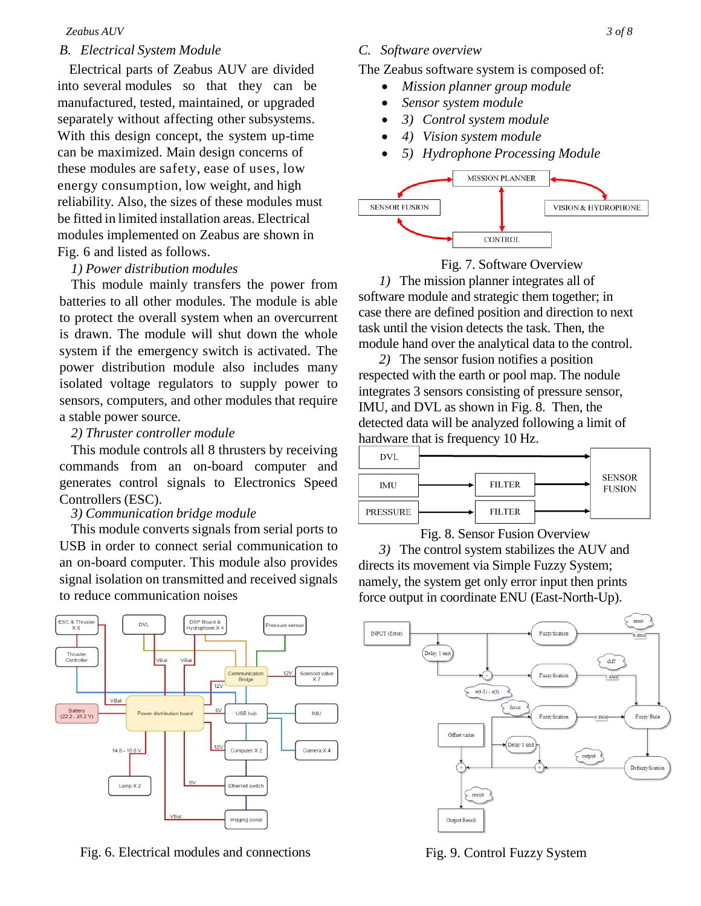## B. *Electrical System Module*

Electrical parts of Zeabus AUV are divided into several modules so that they can be manufactured, tested, maintained, or upgraded separately without affecting other subsystems. With this design concept, the system up-time can be maximized. Main design concerns of these modules are safety, ease of uses, low energy consumption, low weight, and high reliability. Also, the sizes of these modules must be fitted in limited installation areas. Electrical modules implemented on Zeabus are shown in Fig. 6 and listed as follows.

*1) Power distribution modules*

This module mainly transfers the power from batteries to all other modules. The module is able to protect the overall system when an overcurrent is drawn. The module will shut down the whole system if the emergency switch is activated. The power distribution module also includes many isolated voltage regulators to supply power to sensors, computers, and other modules that require a stable power source.

*2) Thruster controller module*

This module controls all 8 thrusters by receiving commands from an on-board computer and generates control signals to Electronics Speed Controllers (ESC).

*3) Communication bridge module*

This module converts signals from serial ports to USB in order to connect serial communication to an on-board computer. This module also provides signal isolation on transmitted and received signals to reduce communication noises

ESC & Thruster X 8
Thruster Controller
DVL
DSP Board & Hydrophone X 4
Pressure sensor
VBat
VBat
Communication Bridge
12V
Solenoid valve X 7
12V
VBat
Battery (22.2 - 25.2 V)
Power distribution board
5V
USB hub
IMU
14.8 - 16.8 V
12V
Computer X 2
Camera X 4
Lamp X 2
5V
Ethernet switch
VBat
Imaging sonar

Fig. 6. Electrical modules and connections

## C. *Software overview*

The Zeabus software system is composed of:

- *Mission planner group module*
- *Sensor system module*
- *3) Control system module*
- *4) Vision system module*
- *5) Hydrophone Processing Module*

MISSION PLANNER
SENSOR FUSION
VISION & HYDROPHONE
CONTROL

Fig. 7. Software Overview

*1)* The mission planner integrates all of software module and strategic them together; in case there are defined position and direction to next task until the vision detects the task. Then, the module hand over the analytical data to the control.

*2)* The sensor fusion notifies a position respected with the earth or pool map. The nodule integrates 3 sensors consisting of pressure sensor, IMU, and DVL as shown in Fig. 8. Then, the detected data will be analyzed following a limit of hardware that is frequency 10 Hz.

DVL
IMU
FILTER
PRESSURE
FILTER
SENSOR FUSION

Fig. 8. Sensor Fusion Overview

*3)* The control system stabilizes the AUV and directs its movement via Simple Fuzzy System; namely, the system get only error input then prints force output in coordinate ENU (East-North-Up).

INPUT (Error)
Fuzzyfication
error
x axis
Delay 1 unit
diff
Fuzzyfication
axis
e(t-1) - e(t)
force
Fuzzyfication
z axis
Fuzzy Rule
Offset value
Delay 1 unit
output
Defuzzyfication
result
Output Result

Fig. 9. Control Fuzzy System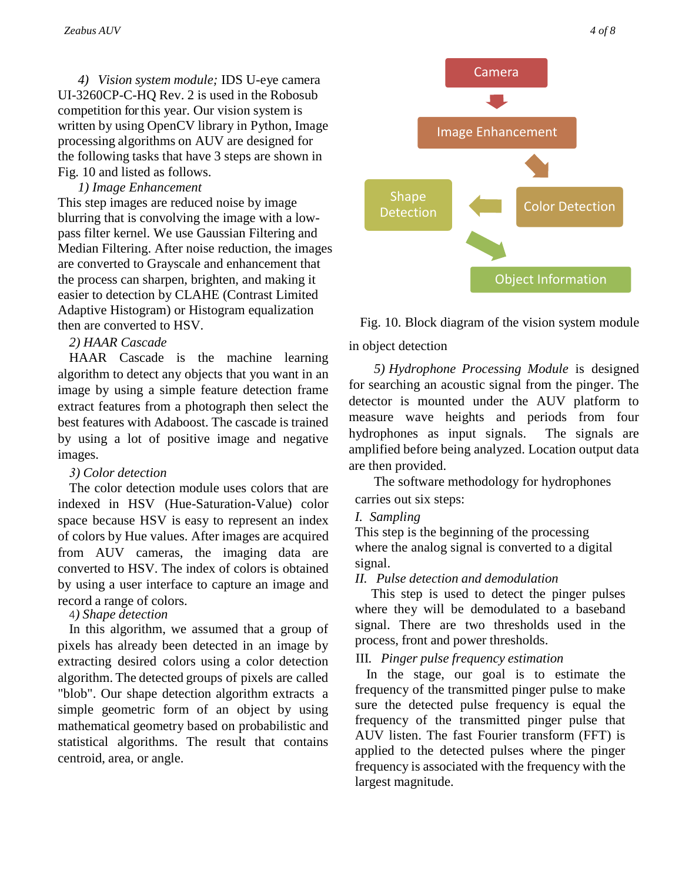*4) Vision system module;* IDS U-eye camera UI-3260CP-C-HQ Rev. 2 is used in the Robosub competition for this year. Our vision system is written by using OpenCV library in Python, Image processing algorithms on AUV are designed for the following tasks that have 3 steps are shown in Fig. 10 and listed as follows.

*1) Image Enhancement*

This step images are reduced noise by image blurring that is convolving the image with a low-pass filter kernel. We use Gaussian Filtering and Median Filtering. After noise reduction, the images are converted to Grayscale and enhancement that the process can sharpen, brighten, and making it easier to detection by CLAHE (Contrast Limited Adaptive Histogram) or Histogram equalization then are converted to HSV.

*2) HAAR Cascade*

HAAR Cascade is the machine learning algorithm to detect any objects that you want in an image by using a simple feature detection frame extract features from a photograph then select the best features with Adaboost. The cascade is trained by using a lot of positive image and negative images.

*3) Color detection*

The color detection module uses colors that are indexed in HSV (Hue-Saturation-Value) color space because HSV is easy to represent an index of colors by Hue values. After images are acquired from AUV cameras, the imaging data are converted to HSV. The index of colors is obtained by using a user interface to capture an image and record a range of colors.

*4) Shape detection*

In this algorithm, we assumed that a group of pixels has already been detected in an image by extracting desired colors using a color detection algorithm. The detected groups of pixels are called "blob". Our shape detection algorithm extracts a simple geometric form of an object by using mathematical geometry based on probabilistic and statistical algorithms. The result that contains centroid, area, or angle.

Camera
Image Enhancement
Color Detection
Shape Detection
Object Information

Fig. 10. Block diagram of the vision system module in object detection

*5) Hydrophone Processing Module* is designed for searching an acoustic signal from the pinger. The detector is mounted under the AUV platform to measure wave heights and periods from four hydrophones as input signals. The signals are amplified before being analyzed. Location output data are then provided.

The software methodology for hydrophones carries out six steps:

*I. Sampling*

This step is the beginning of the processing where the analog signal is converted to a digital signal.

*II. Pulse detection and demodulation*

This step is used to detect the pinger pulses where they will be demodulated to a baseband signal. There are two thresholds used in the process, front and power thresholds.

III. *Pinger pulse frequency estimation*

In the stage, our goal is to estimate the frequency of the transmitted pinger pulse to make sure the detected pulse frequency is equal the frequency of the transmitted pinger pulse that AUV listen. The fast Fourier transform (FFT) is applied to the detected pulses where the pinger frequency is associated with the frequency with the largest magnitude.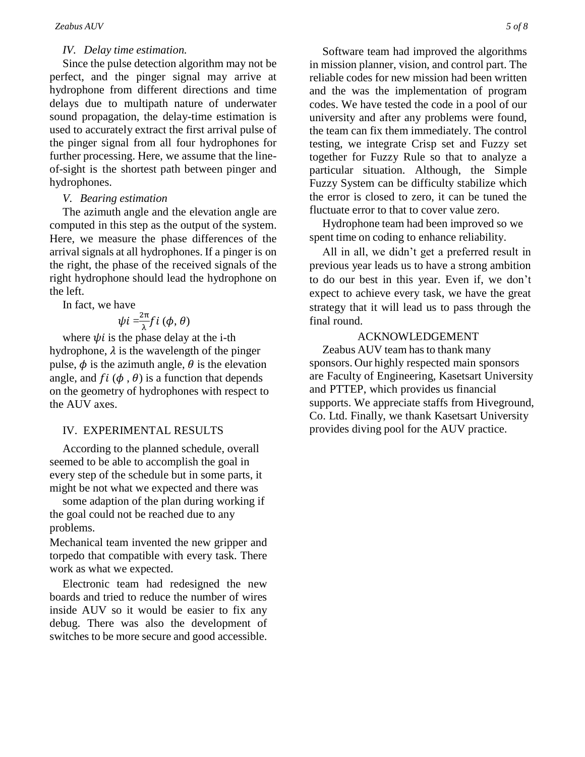### *IV. Delay time estimation.*

Since the pulse detection algorithm may not be perfect, and the pinger signal may arrive at hydrophone from different directions and time delays due to multipath nature of underwater sound propagation, the delay-time estimation is used to accurately extract the first arrival pulse of the pinger signal from all four hydrophones for further processing. Here, we assume that the line-of-sight is the shortest path between pinger and hydrophones.

### *V. Bearing estimation*

The azimuth angle and the elevation angle are computed in this step as the output of the system. Here, we measure the phase differences of the arrival signals at all hydrophones. If a pinger is on the right, the phase of the received signals of the right hydrophone should lead the hydrophone on the left.

In fact, we have

$$\psi i = \frac{2\pi}{\lambda} fi\ (\phi, \theta)$$

where $\psi i$ is the phase delay at the i-th hydrophone, $\lambda$ is the wavelength of the pinger pulse, $\phi$ is the azimuth angle, $\theta$ is the elevation angle, and $fi\ (\phi\ , \theta)$ is a function that depends on the geometry of hydrophones with respect to the AUV axes.

## IV. EXPERIMENTAL RESULTS

According to the planned schedule, overall seemed to be able to accomplish the goal in every step of the schedule but in some parts, it might be not what we expected and there was

some adaption of the plan during working if the goal could not be reached due to any problems.

Mechanical team invented the new gripper and torpedo that compatible with every task. There work as what we expected.

Electronic team had redesigned the new boards and tried to reduce the number of wires inside AUV so it would be easier to fix any debug. There was also the development of switches to be more secure and good accessible.

Software team had improved the algorithms in mission planner, vision, and control part. The reliable codes for new mission had been written and the was the implementation of program codes. We have tested the code in a pool of our university and after any problems were found, the team can fix them immediately. The control testing, we integrate Crisp set and Fuzzy set together for Fuzzy Rule so that to analyze a particular situation. Although, the Simple Fuzzy System can be difficulty stabilize which the error is closed to zero, it can be tuned the fluctuate error to that to cover value zero.

Hydrophone team had been improved so we spent time on coding to enhance reliability.

All in all, we didn't get a preferred result in previous year leads us to have a strong ambition to do our best in this year. Even if, we don't expect to achieve every task, we have the great strategy that it will lead us to pass through the final round.

## ACKNOWLEDGEMENT

Zeabus AUV team has to thank many sponsors. Our highly respected main sponsors are Faculty of Engineering, Kasetsart University and PTTEP, which provides us financial supports. We appreciate staffs from Hiveground, Co. Ltd. Finally, we thank Kasetsart University provides diving pool for the AUV practice.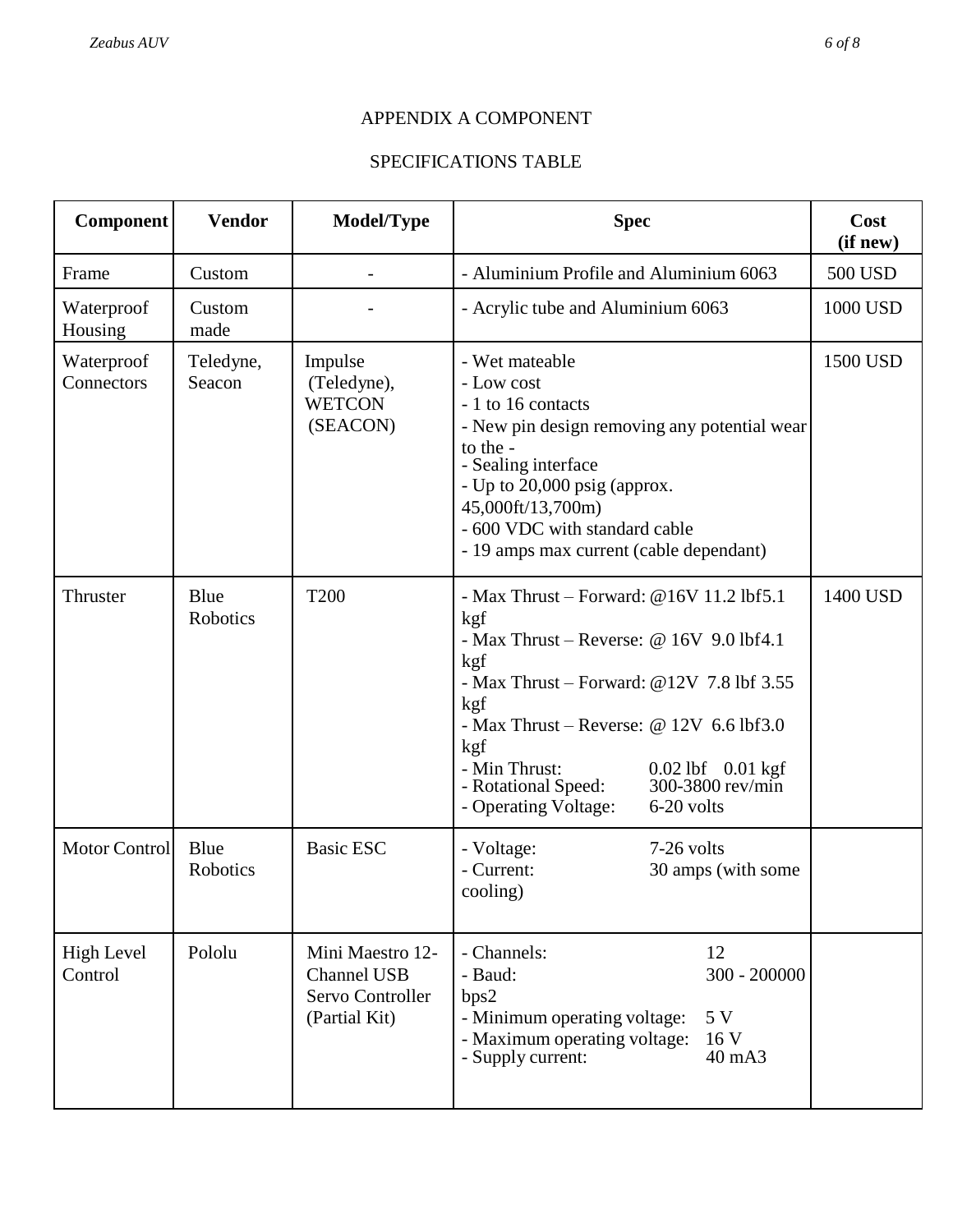APPENDIX A COMPONENT

SPECIFICATIONS TABLE

| Component | Vendor | Model/Type | Spec | Cost (if new) |
|---|---|---|---|---|
| Frame | Custom | - | - Aluminium Profile and Aluminium 6063 | 500 USD |
| Waterproof Housing | Custom made | - | - Acrylic tube and Aluminium 6063 | 1000 USD |
| Waterproof Connectors | Teledyne, Seacon | Impulse (Teledyne), WETCON (SEACON) | - Wet mateable<br>- Low cost<br>- 1 to 16 contacts<br>- New pin design removing any potential wear to the -<br>- Sealing interface<br>- Up to 20,000 psig (approx. 45,000ft/13,700m)<br>- 600 VDC with standard cable<br>- 19 amps max current (cable dependant) | 1500 USD |
| Thruster | Blue Robotics | T200 | - Max Thrust – Forward: @16V 11.2 lbf5.1 kgf<br>- Max Thrust – Reverse: @ 16V 9.0 lbf4.1 kgf<br>- Max Thrust – Forward: @12V 7.8 lbf 3.55 kgf<br>- Max Thrust – Reverse: @ 12V 6.6 lbf3.0 kgf<br>- Min Thrust: 0.02 lbf 0.01 kgf<br>- Rotational Speed: 300-3800 rev/min<br>- Operating Voltage: 6-20 volts | 1400 USD |
| Motor Control | Blue Robotics | Basic ESC | - Voltage: 7-26 volts<br>- Current: 30 amps (with some cooling) | |
| High Level Control | Pololu | Mini Maestro 12-Channel USB Servo Controller (Partial Kit) | - Channels: 12<br>- Baud: 300 - 200000 bps2<br>- Minimum operating voltage: 5 V<br>- Maximum operating voltage: 16 V<br>- Supply current: 40 mA3 | |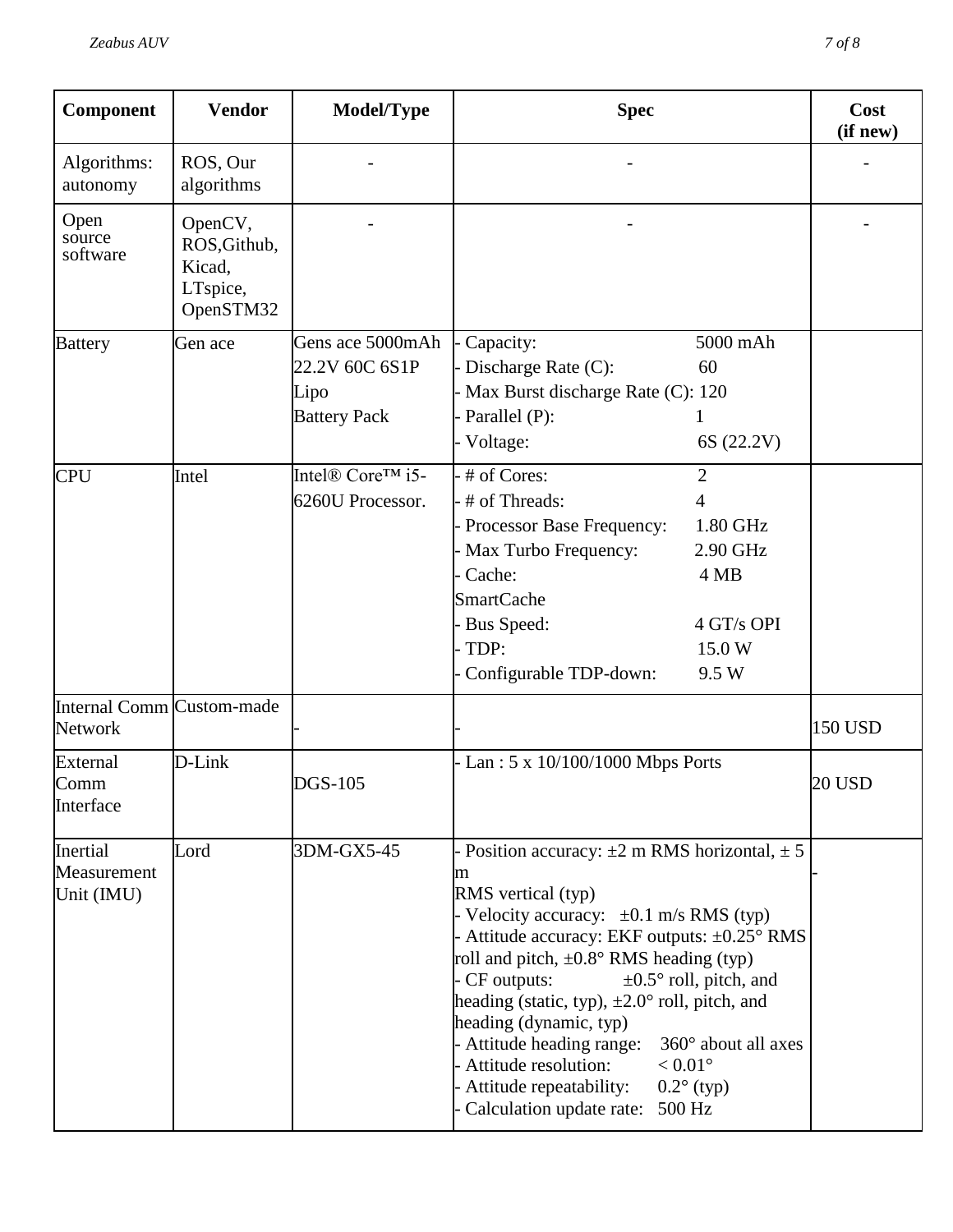| Component | Vendor | Model/Type | Spec | Cost (if new) |
|---|---|---|---|---|
| Algorithms: autonomy | ROS, Our algorithms | - | - | - |
| Open source software | OpenCV, ROS,Github, Kicad, LTspice, OpenSTM32 | - | - | - |
| Battery | Gen ace | Gens ace 5000mAh 22.2V 60C 6S1P Lipo Battery Pack | - Capacity: 5000 mAh<br>- Discharge Rate (C): 60<br>- Max Burst discharge Rate (C): 120<br>- Parallel (P): 1<br>- Voltage: 6S (22.2V) | |
| CPU | Intel | Intel® Core™ i5-6260U Processor. | - # of Cores: 2<br>- # of Threads: 4<br>- Processor Base Frequency: 1.80 GHz<br>- Max Turbo Frequency: 2.90 GHz<br>- Cache: 4 MB SmartCache<br>- Bus Speed: 4 GT/s OPI<br>- TDP: 15.0 W<br>- Configurable TDP-down: 9.5 W | |
| Internal Comm Network | Custom-made | - | - | 150 USD |
| External Comm Interface | D-Link | DGS-105 | - Lan : 5 x 10/100/1000 Mbps Ports | 20 USD |
| Inertial Measurement Unit (IMU) | Lord | 3DM-GX5-45 | - Position accuracy: ±2 m RMS horizontal, ± 5 m RMS vertical (typ)<br>- Velocity accuracy: ±0.1 m/s RMS (typ)<br>- Attitude accuracy: EKF outputs: ±0.25° RMS roll and pitch, ±0.8° RMS heading (typ)<br>- CF outputs: ±0.5° roll, pitch, and heading (static, typ), ±2.0° roll, pitch, and heading (dynamic, typ)<br>- Attitude heading range: 360° about all axes<br>- Attitude resolution: < 0.01°<br>- Attitude repeatability: 0.2° (typ)<br>- Calculation update rate: 500 Hz | - |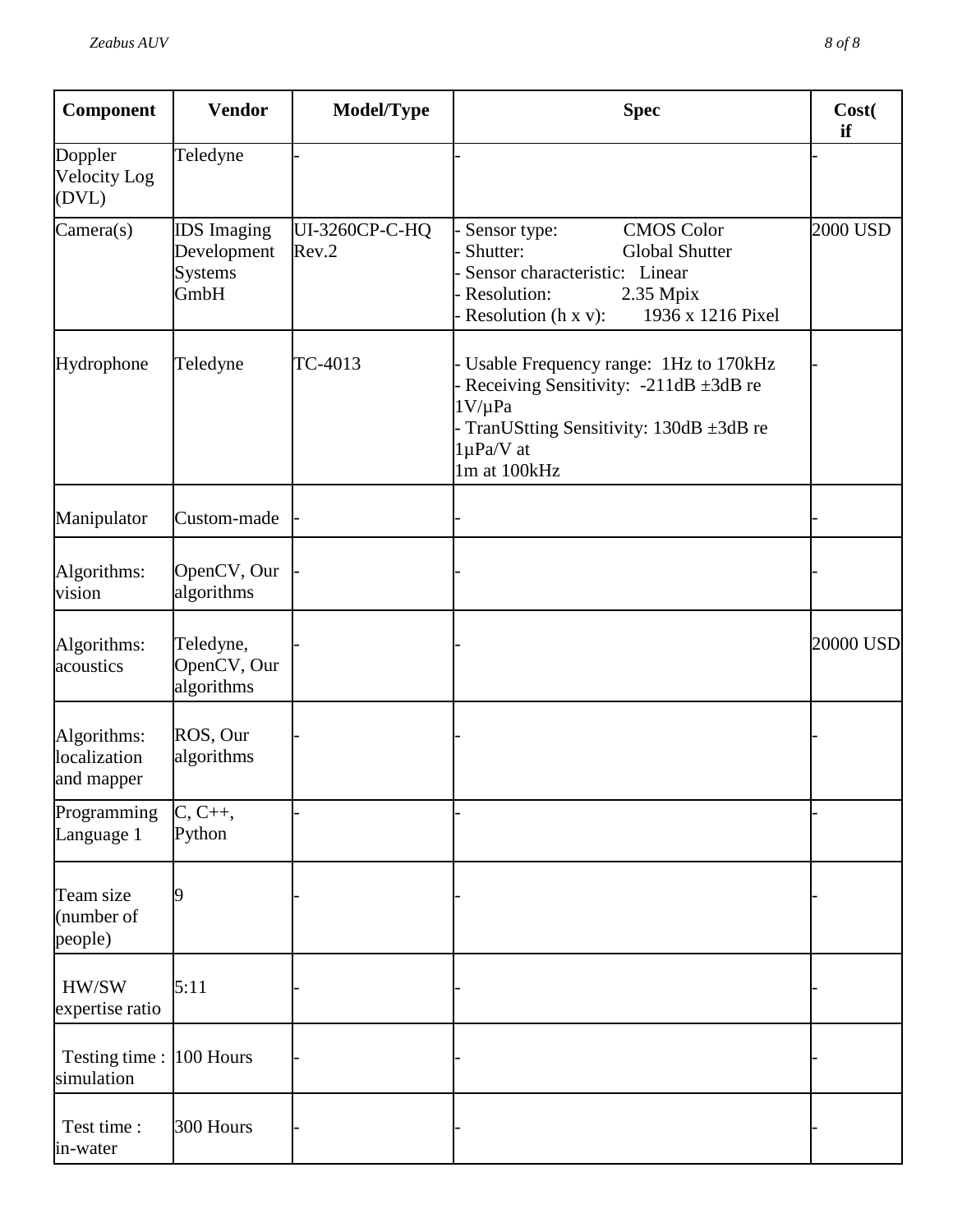| Component | Vendor | Model/Type | Spec | Cost( if |
|---|---|---|---|---|
| Doppler Velocity Log (DVL) | Teledyne | - | - | - |
| Camera(s) | IDS Imaging Development Systems GmbH | UI-3260CP-C-HQ Rev.2 | - Sensor type: CMOS Color<br>- Shutter: Global Shutter<br>- Sensor characteristic: Linear<br>- Resolution: 2.35 Mpix<br>- Resolution (h x v): 1936 x 1216 Pixel | 2000 USD |
| Hydrophone | Teledyne | TC-4013 | - Usable Frequency range: 1Hz to 170kHz<br>- Receiving Sensitivity: -211dB ±3dB re 1V/µPa<br>- TranUStting Sensitivity: 130dB ±3dB re 1µPa/V at 1m at 100kHz | - |
| Manipulator | Custom-made | - | - | - |
| Algorithms: vision | OpenCV, Our algorithms | - | - | - |
| Algorithms: acoustics | Teledyne, OpenCV, Our algorithms | - | - | 20000 USD |
| Algorithms: localization and mapper | ROS, Our algorithms | - | - | - |
| Programming Language 1 | C, C++, Python | - | - | - |
| Team size (number of people) | 9 | - | - | - |
| HW/SW expertise ratio | 5:11 | - | - | - |
| Testing time : simulation | 100 Hours | - | - | - |
| Test time : in-water | 300 Hours | - | - | - |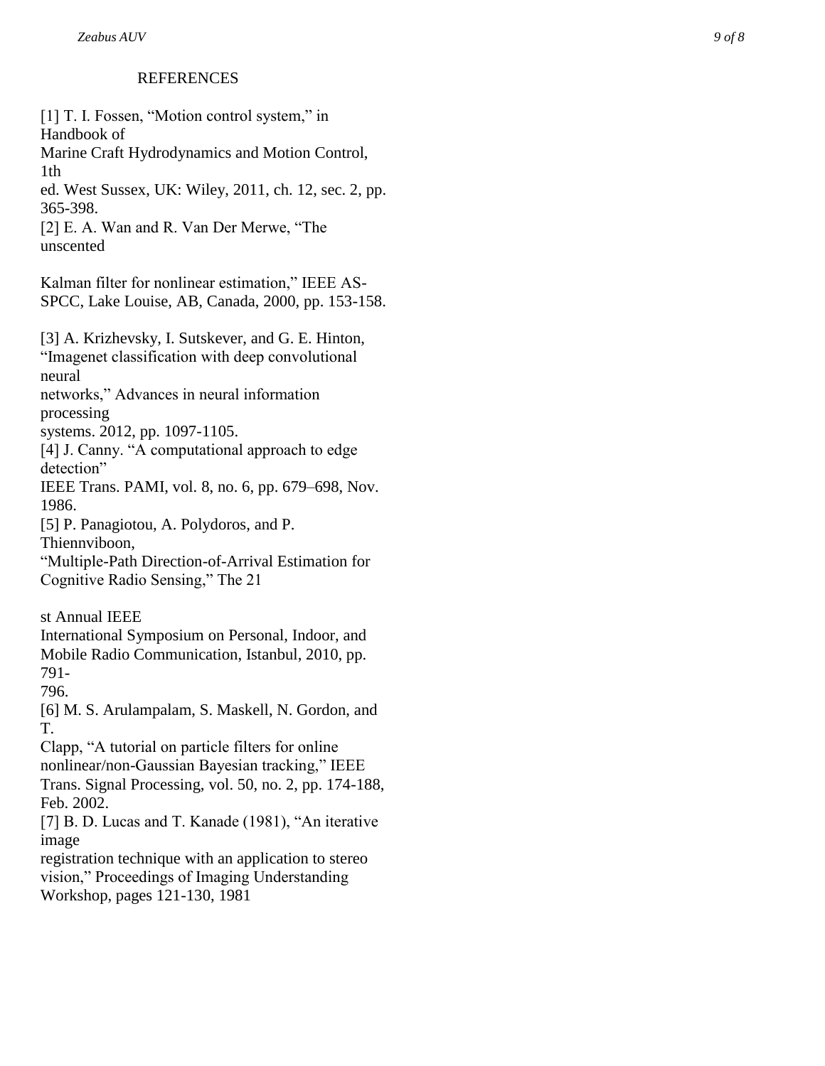## REFERENCES

[1] T. I. Fossen, "Motion control system," in Handbook of Marine Craft Hydrodynamics and Motion Control, 1th ed. West Sussex, UK: Wiley, 2011, ch. 12, sec. 2, pp. 365-398.

[2] E. A. Wan and R. Van Der Merwe, "The unscented Kalman filter for nonlinear estimation," IEEE AS-SPCC, Lake Louise, AB, Canada, 2000, pp. 153-158.

[3] A. Krizhevsky, I. Sutskever, and G. E. Hinton, "Imagenet classification with deep convolutional neural networks," Advances in neural information processing systems. 2012, pp. 1097-1105.

[4] J. Canny. "A computational approach to edge detection" IEEE Trans. PAMI, vol. 8, no. 6, pp. 679–698, Nov. 1986.

[5] P. Panagiotou, A. Polydoros, and P. Thiennviboon, "Multiple-Path Direction-of-Arrival Estimation for Cognitive Radio Sensing," The 21st Annual IEEE International Symposium on Personal, Indoor, and Mobile Radio Communication, Istanbul, 2010, pp. 791-796.

[6] M. S. Arulampalam, S. Maskell, N. Gordon, and T. Clapp, "A tutorial on particle filters for online nonlinear/non-Gaussian Bayesian tracking," IEEE Trans. Signal Processing, vol. 50, no. 2, pp. 174-188, Feb. 2002.

[7] B. D. Lucas and T. Kanade (1981), "An iterative image registration technique with an application to stereo vision," Proceedings of Imaging Understanding Workshop, pages 121-130, 1981